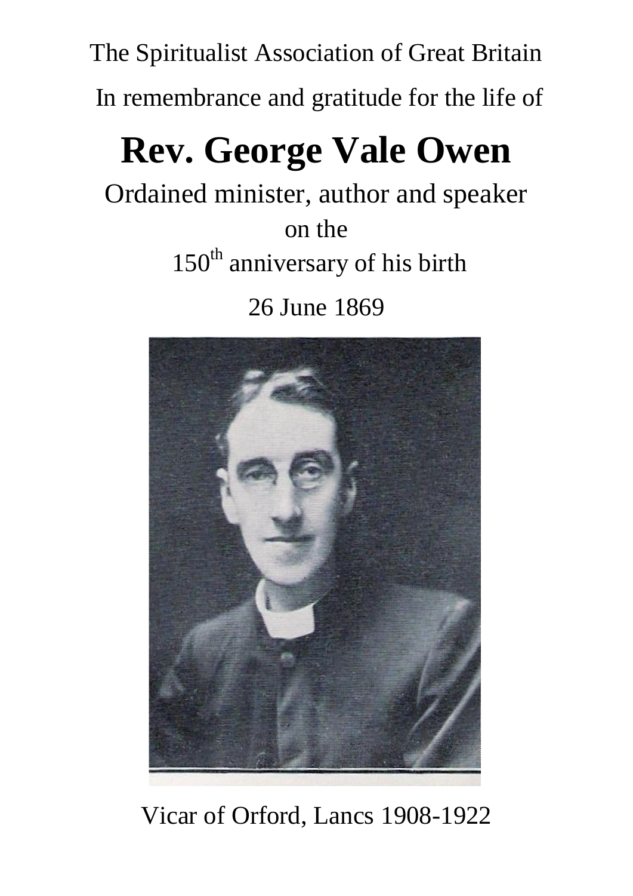The Spiritualist Association of Great Britain

In remembrance and gratitude for the life of

# Rev. George Vale Owen

Ordained minister, author and speaker

on the

150th anniversary of his birth

26 June 1869

Vicar of Orford, Lancs 1908-1922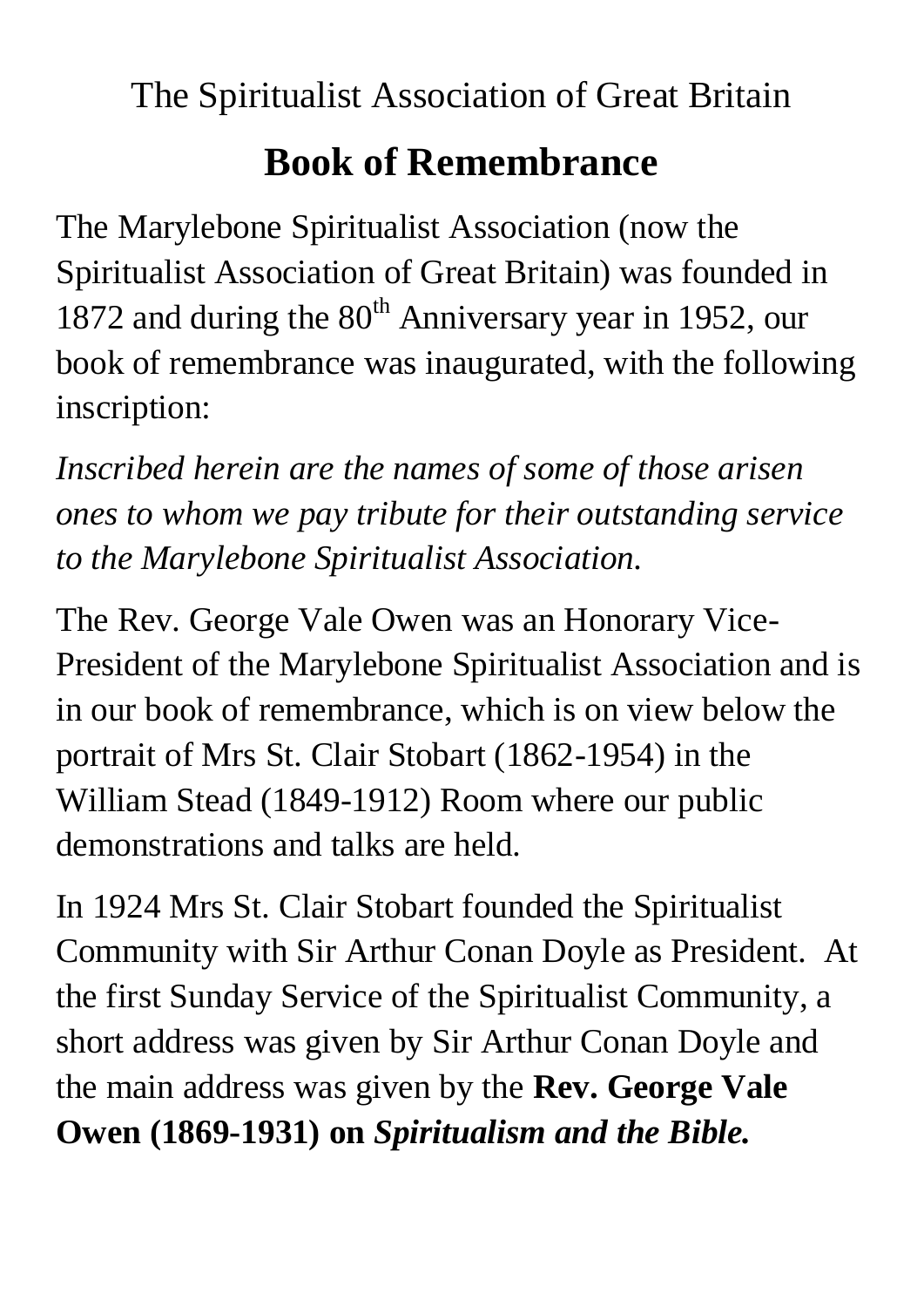The Spiritualist Association of Great Britain

# Book of Remembrance

The Marylebone Spiritualist Association (now the Spiritualist Association of Great Britain) was founded in 1872 and during the 80th Anniversary year in 1952, our book of remembrance was inaugurated, with the following inscription:

*Inscribed herein are the names of some of those arisen ones to whom we pay tribute for their outstanding service to the Marylebone Spiritualist Association.*

The Rev. George Vale Owen was an Honorary Vice-President of the Marylebone Spiritualist Association and is in our book of remembrance, which is on view below the portrait of Mrs St. Clair Stobart (1862-1954) in the William Stead (1849-1912) Room where our public demonstrations and talks are held.

In 1924 Mrs St. Clair Stobart founded the Spiritualist Community with Sir Arthur Conan Doyle as President. At the first Sunday Service of the Spiritualist Community, a short address was given by Sir Arthur Conan Doyle and the main address was given by the **Rev. George Vale Owen (1869-1931) on *Spiritualism and the Bible.***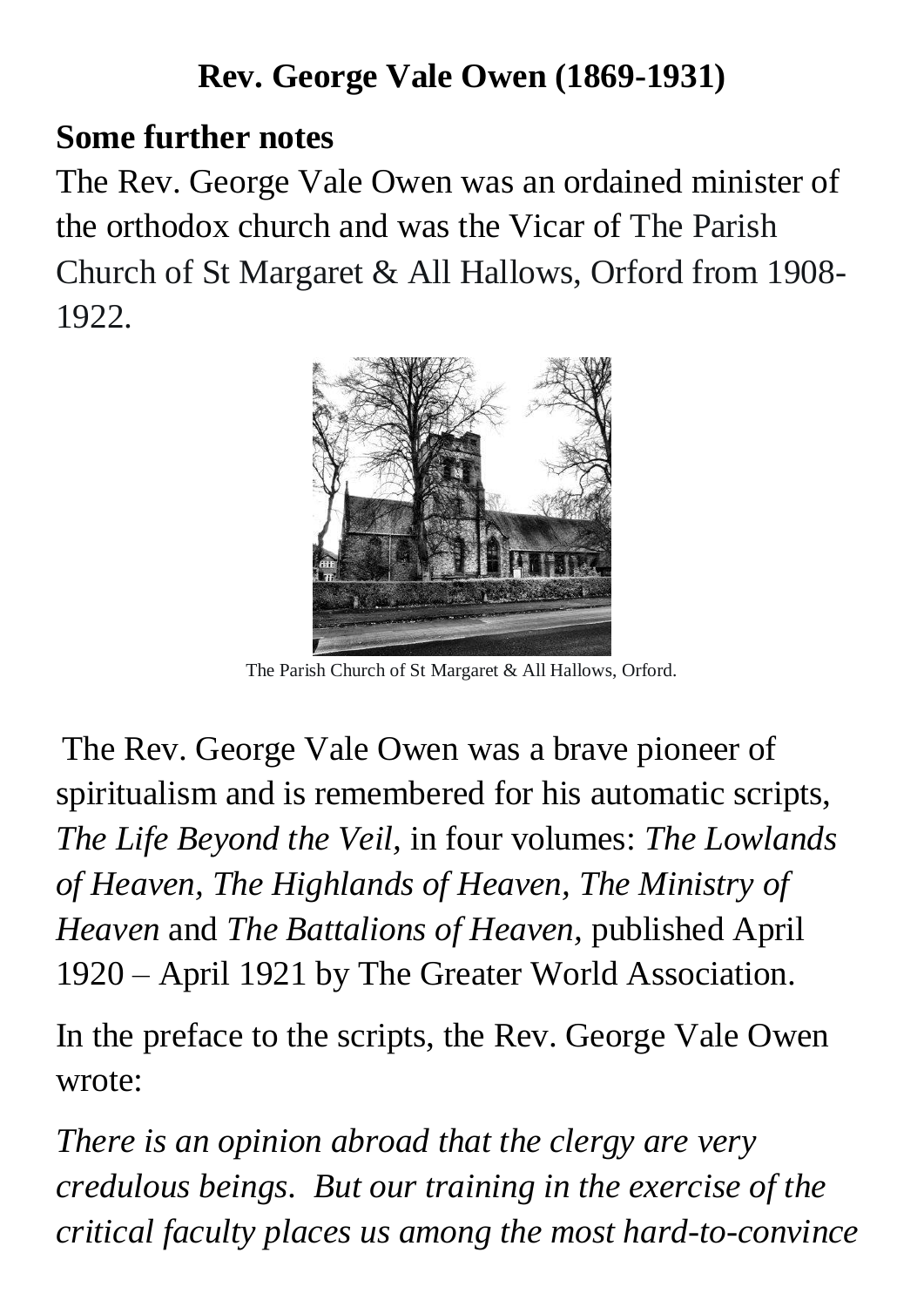**Rev. George Vale Owen (1869-1931)**

## Some further notes

The Rev. George Vale Owen was an ordained minister of the orthodox church and was the Vicar of The Parish Church of St Margaret & All Hallows, Orford from 1908-1922.

The Parish Church of St Margaret & All Hallows, Orford.

The Rev. George Vale Owen was a brave pioneer of spiritualism and is remembered for his automatic scripts, *The Life Beyond the Veil,* in four volumes: *The Lowlands of Heaven, The Highlands of Heaven, The Ministry of Heaven* and *The Battalions of Heaven,* published April 1920 – April 1921 by The Greater World Association.

In the preface to the scripts, the Rev. George Vale Owen wrote:

*There is an opinion abroad that the clergy are very credulous beings. But our training in the exercise of the critical faculty places us among the most hard-to-convince*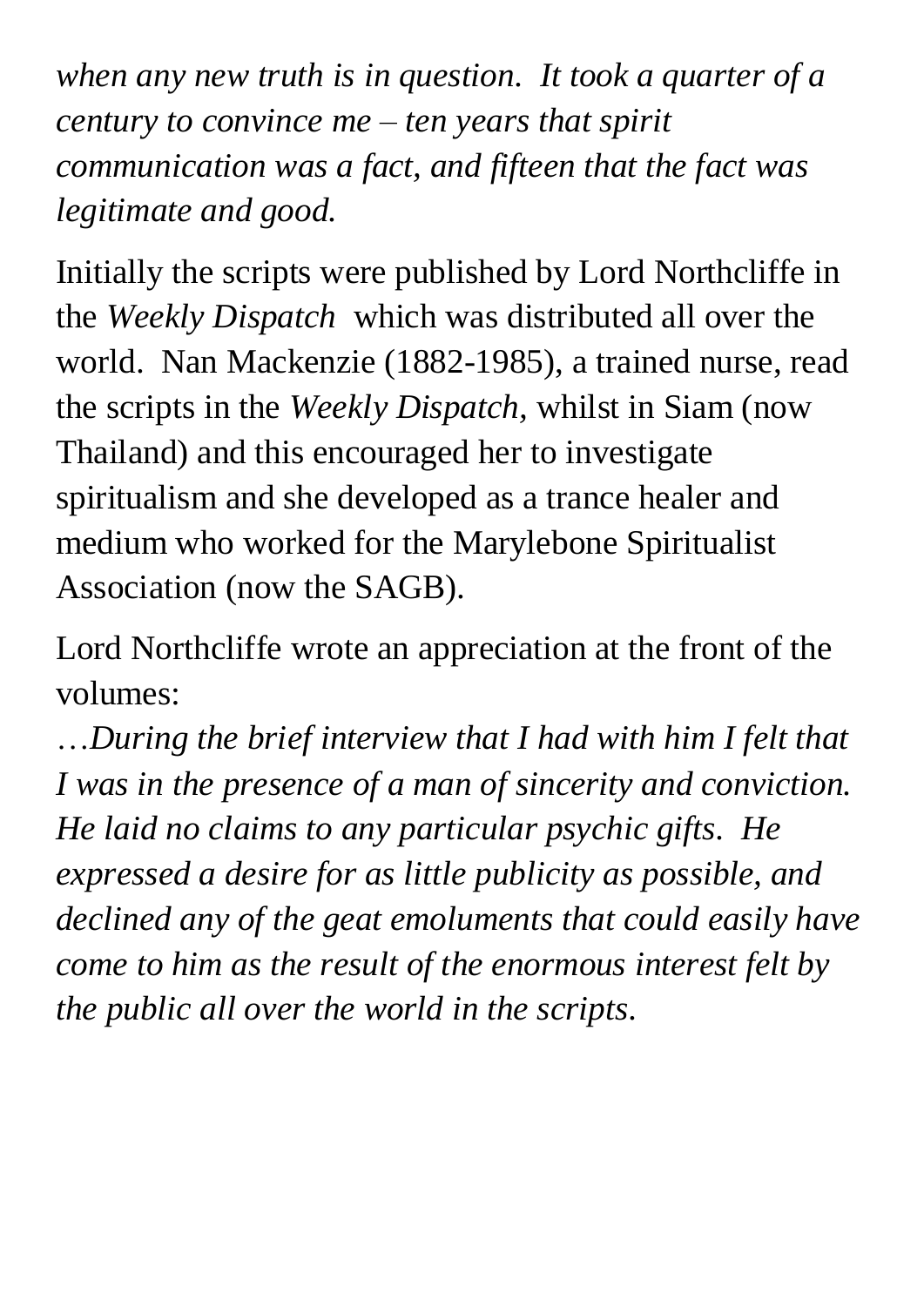*when any new truth is in question. It took a quarter of a century to convince me – ten years that spirit communication was a fact, and fifteen that the fact was legitimate and good.*

Initially the scripts were published by Lord Northcliffe in the *Weekly Dispatch* which was distributed all over the world. Nan Mackenzie (1882-1985), a trained nurse, read the scripts in the *Weekly Dispatch*, whilst in Siam (now Thailand) and this encouraged her to investigate spiritualism and she developed as a trance healer and medium who worked for the Marylebone Spiritualist Association (now the SAGB).

Lord Northcliffe wrote an appreciation at the front of the volumes:

*…During the brief interview that I had with him I felt that I was in the presence of a man of sincerity and conviction. He laid no claims to any particular psychic gifts. He expressed a desire for as little publicity as possible, and declined any of the geat emoluments that could easily have come to him as the result of the enormous interest felt by the public all over the world in the scripts.*